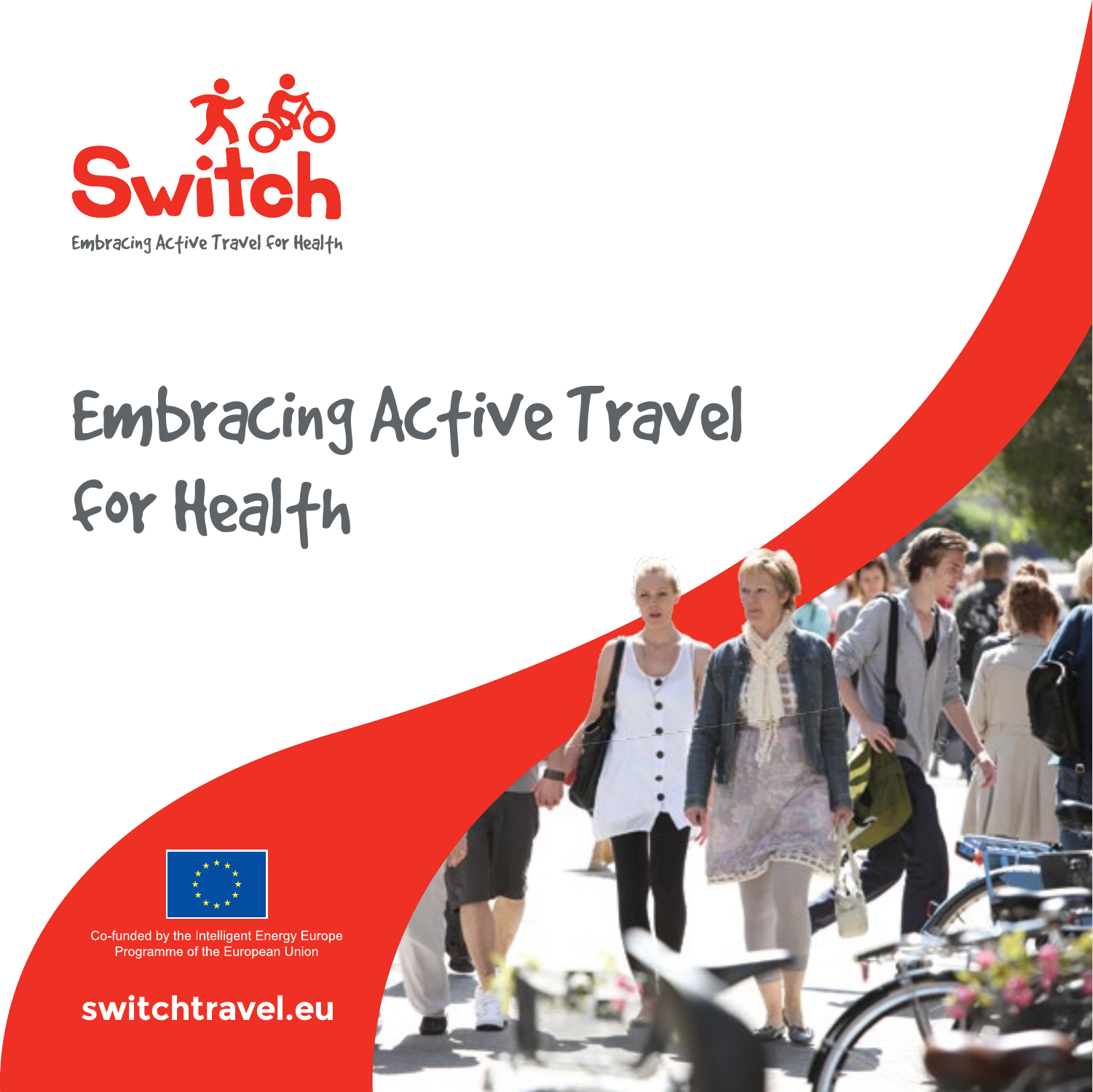Switch

Embracing Active Travel for Health

# Embracing Active Travel for Health

Co-funded by the Intelligent Energy Europe Programme of the European Union

**switchtravel.eu**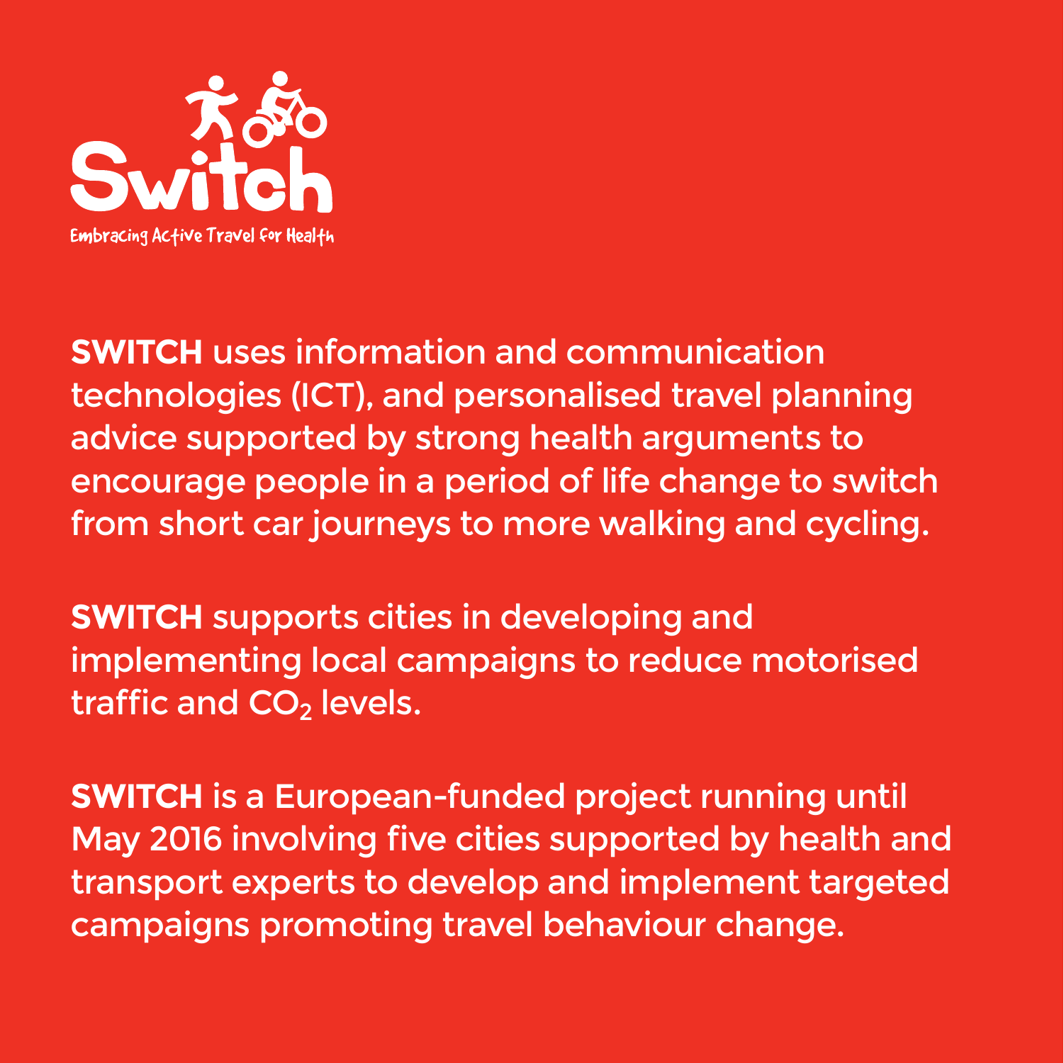# Switch

Embracing Active Travel for Health

**SWITCH** uses information and communication technologies (ICT), and personalised travel planning advice supported by strong health arguments to encourage people in a period of life change to switch from short car journeys to more walking and cycling.

**SWITCH** supports cities in developing and implementing local campaigns to reduce motorised traffic and $CO_2$ levels.

**SWITCH** is a European-funded project running until May 2016 involving five cities supported by health and transport experts to develop and implement targeted campaigns promoting travel behaviour change.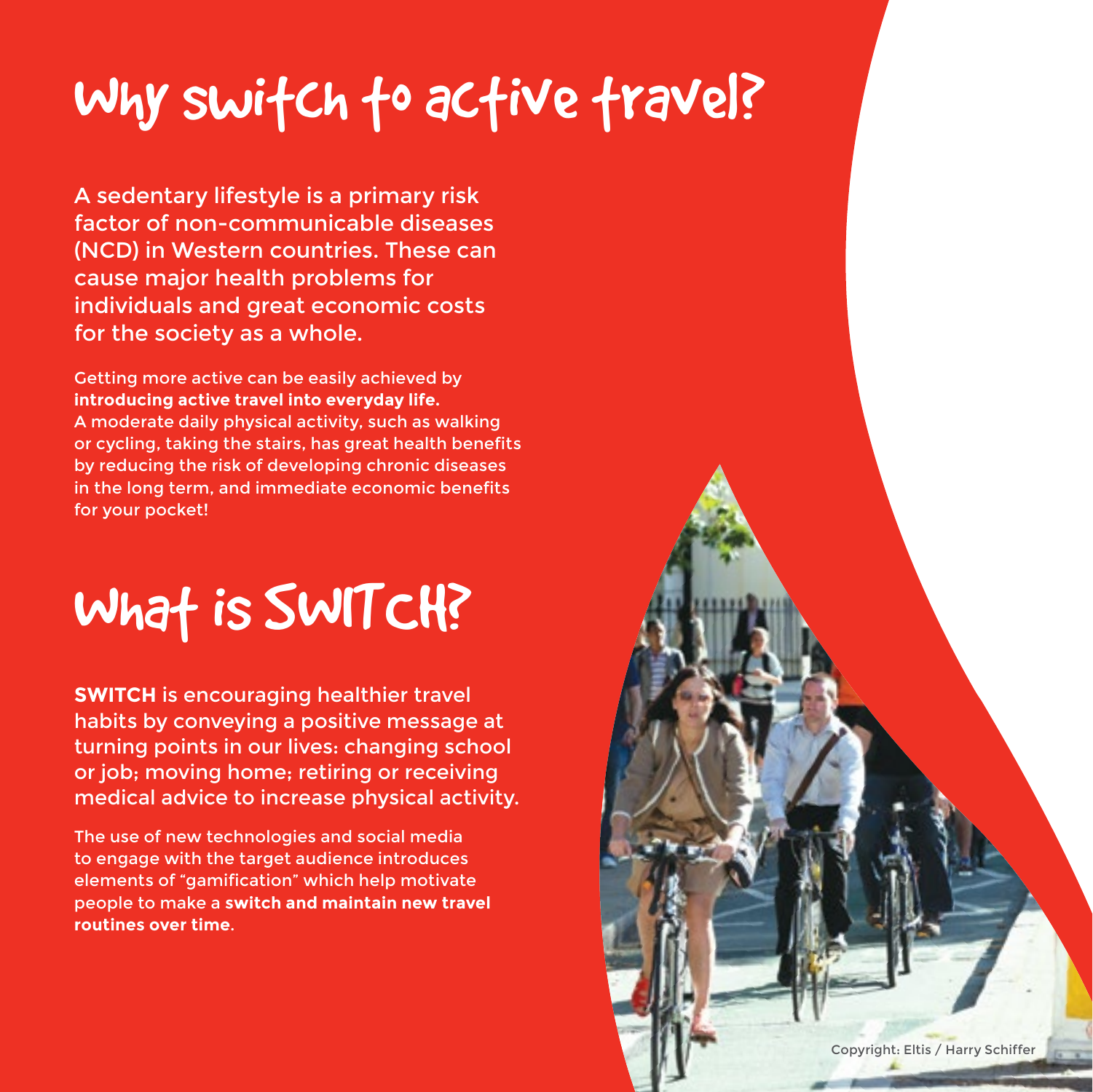# Why switch to active travel?

A sedentary lifestyle is a primary risk factor of non-communicable diseases (NCD) in Western countries. These can cause major health problems for individuals and great economic costs for the society as a whole.

Getting more active can be easily achieved by **introducing active travel into everyday life.** A moderate daily physical activity, such as walking or cycling, taking the stairs, has great health benefits by reducing the risk of developing chronic diseases in the long term, and immediate economic benefits for your pocket!

# What is SWITCH?

**SWITCH** is encouraging healthier travel habits by conveying a positive message at turning points in our lives: changing school or job; moving home; retiring or receiving medical advice to increase physical activity.

The use of new technologies and social media to engage with the target audience introduces elements of "gamification" which help motivate people to make a **switch and maintain new travel routines over time**.

Copyright: Eltis / Harry Schiffer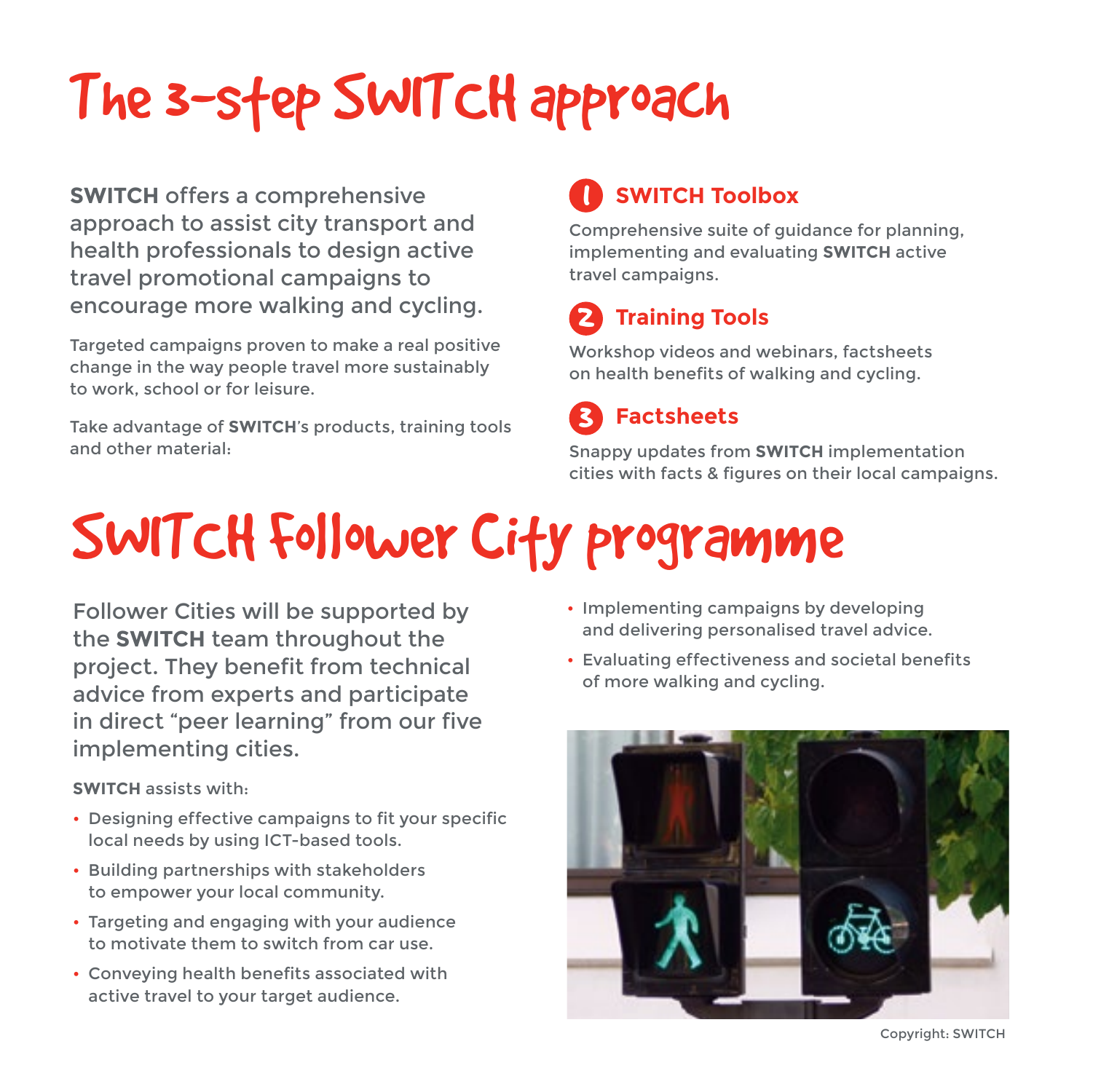# The 3-step SWITCH approach

**SWITCH** offers a comprehensive approach to assist city transport and health professionals to design active travel promotional campaigns to encourage more walking and cycling.

Targeted campaigns proven to make a real positive change in the way people travel more sustainably to work, school or for leisure.

Take advantage of **SWITCH**'s products, training tools and other material:

### 1 SWITCH Toolbox

Comprehensive suite of guidance for planning, implementing and evaluating **SWITCH** active travel campaigns.

### 2 Training Tools

Workshop videos and webinars, factsheets on health benefits of walking and cycling.

### 3 Factsheets

Snappy updates from **SWITCH** implementation cities with facts & figures on their local campaigns.

# SWITCH Follower City programme

Follower Cities will be supported by the **SWITCH** team throughout the project. They benefit from technical advice from experts and participate in direct "peer learning" from our five implementing cities.

**SWITCH** assists with:

- Designing effective campaigns to fit your specific local needs by using ICT-based tools.
- Building partnerships with stakeholders to empower your local community.
- Targeting and engaging with your audience to motivate them to switch from car use.
- Conveying health benefits associated with active travel to your target audience.
- Implementing campaigns by developing and delivering personalised travel advice.
- Evaluating effectiveness and societal benefits of more walking and cycling.

Copyright: SWITCH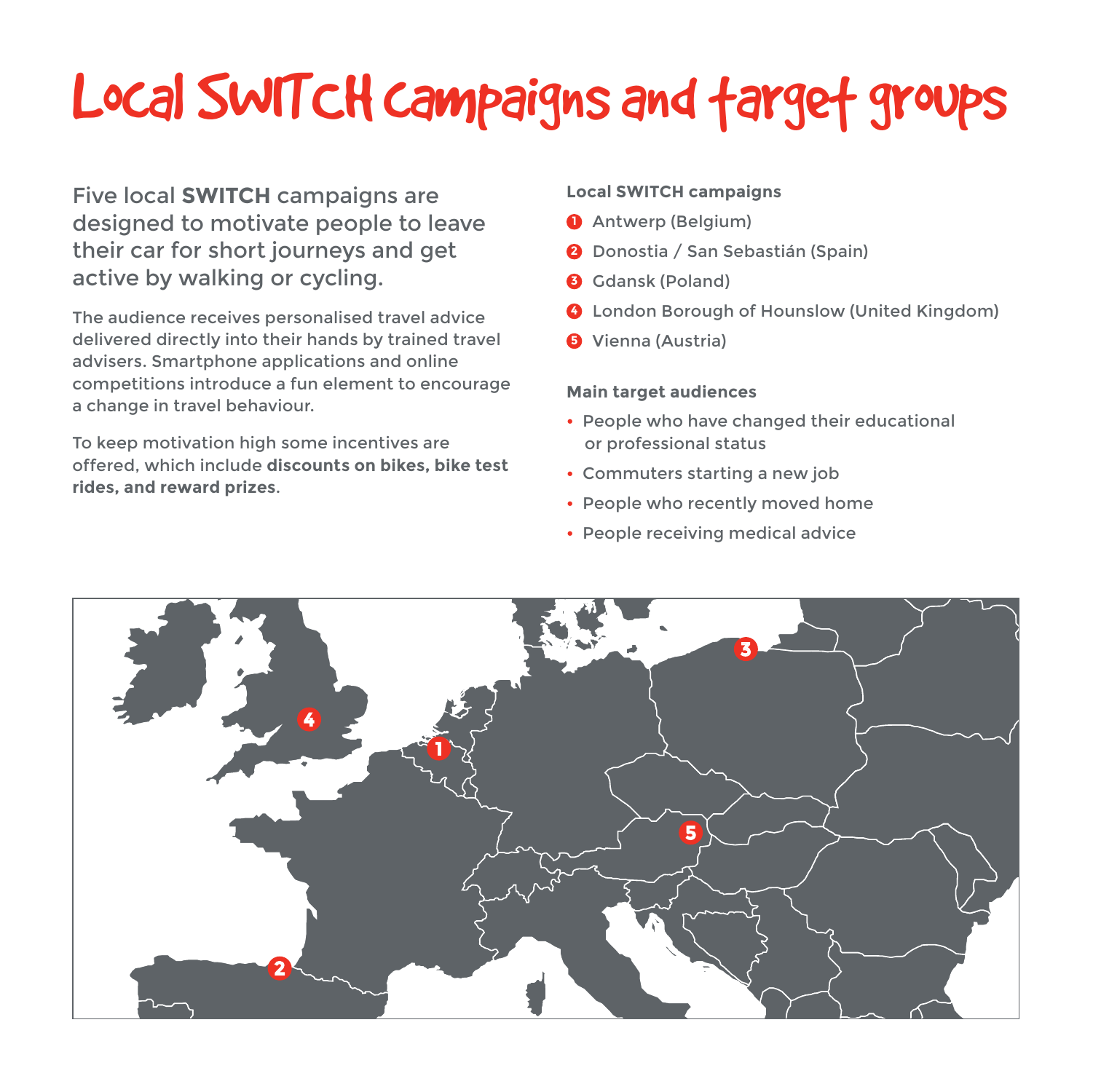# Local SWITCH campaigns and target groups

Five local **SWITCH** campaigns are designed to motivate people to leave their car for short journeys and get active by walking or cycling.

The audience receives personalised travel advice delivered directly into their hands by trained travel advisers. Smartphone applications and online competitions introduce a fun element to encourage a change in travel behaviour.

To keep motivation high some incentives are offered, which include **discounts on bikes, bike test rides, and reward prizes**.

**Local SWITCH campaigns**

1. Antwerp (Belgium)
2. Donostia / San Sebastián (Spain)
3. Gdansk (Poland)
4. London Borough of Hounslow (United Kingdom)
5. Vienna (Austria)

**Main target audiences**

- People who have changed their educational or professional status
- Commuters starting a new job
- People who recently moved home
- People receiving medical advice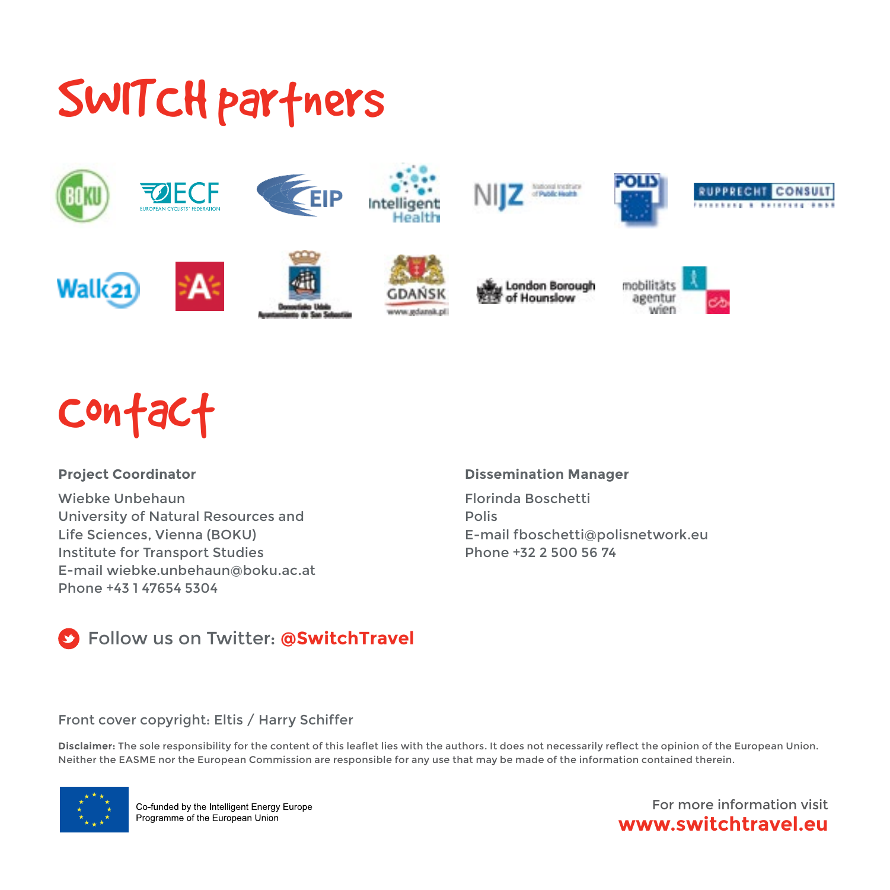# SWITCH partners

# Contact

**Project Coordinator**

Wiebke Unbehaun
University of Natural Resources and
Life Sciences, Vienna (BOKU)
Institute for Transport Studies
E-mail wiebke.unbehaun@boku.ac.at
Phone +43 1 47654 5304

**Dissemination Manager**

Florinda Boschetti
Polis
E-mail fboschetti@polisnetwork.eu
Phone +32 2 500 56 74

Follow us on Twitter: **@SwitchTravel**

Front cover copyright: Eltis / Harry Schiffer

**Disclaimer:** The sole responsibility for the content of this leaflet lies with the authors. It does not necessarily reflect the opinion of the European Union. Neither the EASME nor the European Commission are responsible for any use that may be made of the information contained therein.

Co-funded by the Intelligent Energy Europe
Programme of the European Union

For more information visit
**www.switchtravel.eu**